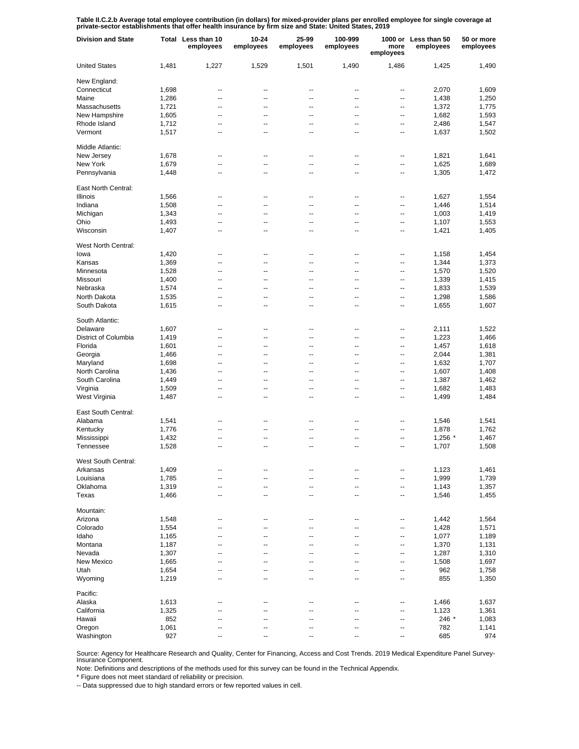**Table II.C.2.b Average total employee contribution (in dollars) for mixed-provider plans per enrolled employee for single coverage at private-sector establishments that offer health insurance by firm size and State: United States, 2019**

| Division and State | Total | Less than 10 employees | 10-24 employees | 25-99 employees | 100-999 employees | 1000 or more employees | Less than 50 employees | 50 or more employees |
|---|---|---|---|---|---|---|---|---|
| United States | 1,481 | 1,227 | 1,529 | 1,501 | 1,490 | 1,486 | 1,425 | 1,490 |
| New England: | | | | | | | | |
| Connecticut | 1,698 | -- | -- | -- | -- | -- | 2,070 | 1,609 |
| Maine | 1,286 | -- | -- | -- | -- | -- | 1,438 | 1,250 |
| Massachusetts | 1,721 | -- | -- | -- | -- | -- | 1,372 | 1,775 |
| New Hampshire | 1,605 | -- | -- | -- | -- | -- | 1,682 | 1,593 |
| Rhode Island | 1,712 | -- | -- | -- | -- | -- | 2,486 | 1,547 |
| Vermont | 1,517 | -- | -- | -- | -- | -- | 1,637 | 1,502 |
| Middle Atlantic: | | | | | | | | |
| New Jersey | 1,678 | -- | -- | -- | -- | -- | 1,821 | 1,641 |
| New York | 1,679 | -- | -- | -- | -- | -- | 1,625 | 1,689 |
| Pennsylvania | 1,448 | -- | -- | -- | -- | -- | 1,305 | 1,472 |
| East North Central: | | | | | | | | |
| Illinois | 1,566 | -- | -- | -- | -- | -- | 1,627 | 1,554 |
| Indiana | 1,508 | -- | -- | -- | -- | -- | 1,446 | 1,514 |
| Michigan | 1,343 | -- | -- | -- | -- | -- | 1,003 | 1,419 |
| Ohio | 1,493 | -- | -- | -- | -- | -- | 1,107 | 1,553 |
| Wisconsin | 1,407 | -- | -- | -- | -- | -- | 1,421 | 1,405 |
| West North Central: | | | | | | | | |
| Iowa | 1,420 | -- | -- | -- | -- | -- | 1,158 | 1,454 |
| Kansas | 1,369 | -- | -- | -- | -- | -- | 1,344 | 1,373 |
| Minnesota | 1,528 | -- | -- | -- | -- | -- | 1,570 | 1,520 |
| Missouri | 1,400 | -- | -- | -- | -- | -- | 1,339 | 1,415 |
| Nebraska | 1,574 | -- | -- | -- | -- | -- | 1,833 | 1,539 |
| North Dakota | 1,535 | -- | -- | -- | -- | -- | 1,298 | 1,586 |
| South Dakota | 1,615 | -- | -- | -- | -- | -- | 1,655 | 1,607 |
| South Atlantic: | | | | | | | | |
| Delaware | 1,607 | -- | -- | -- | -- | -- | 2,111 | 1,522 |
| District of Columbia | 1,419 | -- | -- | -- | -- | -- | 1,223 | 1,466 |
| Florida | 1,601 | -- | -- | -- | -- | -- | 1,457 | 1,618 |
| Georgia | 1,466 | -- | -- | -- | -- | -- | 2,044 | 1,381 |
| Maryland | 1,698 | -- | -- | -- | -- | -- | 1,632 | 1,707 |
| North Carolina | 1,436 | -- | -- | -- | -- | -- | 1,607 | 1,408 |
| South Carolina | 1,449 | -- | -- | -- | -- | -- | 1,387 | 1,462 |
| Virginia | 1,509 | -- | -- | -- | -- | -- | 1,682 | 1,483 |
| West Virginia | 1,487 | -- | -- | -- | -- | -- | 1,499 | 1,484 |
| East South Central: | | | | | | | | |
| Alabama | 1,541 | -- | -- | -- | -- | -- | 1,546 | 1,541 |
| Kentucky | 1,776 | -- | -- | -- | -- | -- | 1,878 | 1,762 |
| Mississippi | 1,432 | -- | -- | -- | -- | -- | 1,256 * | 1,467 |
| Tennessee | 1,528 | -- | -- | -- | -- | -- | 1,707 | 1,508 |
| West South Central: | | | | | | | | |
| Arkansas | 1,409 | -- | -- | -- | -- | -- | 1,123 | 1,461 |
| Louisiana | 1,785 | -- | -- | -- | -- | -- | 1,999 | 1,739 |
| Oklahoma | 1,319 | -- | -- | -- | -- | -- | 1,143 | 1,357 |
| Texas | 1,466 | -- | -- | -- | -- | -- | 1,546 | 1,455 |
| Mountain: | | | | | | | | |
| Arizona | 1,548 | -- | -- | -- | -- | -- | 1,442 | 1,564 |
| Colorado | 1,554 | -- | -- | -- | -- | -- | 1,428 | 1,571 |
| Idaho | 1,165 | -- | -- | -- | -- | -- | 1,077 | 1,189 |
| Montana | 1,187 | -- | -- | -- | -- | -- | 1,370 | 1,131 |
| Nevada | 1,307 | -- | -- | -- | -- | -- | 1,287 | 1,310 |
| New Mexico | 1,665 | -- | -- | -- | -- | -- | 1,508 | 1,697 |
| Utah | 1,654 | -- | -- | -- | -- | -- | 962 | 1,758 |
| Wyoming | 1,219 | -- | -- | -- | -- | -- | 855 | 1,350 |
| Pacific: | | | | | | | | |
| Alaska | 1,613 | -- | -- | -- | -- | -- | 1,466 | 1,637 |
| California | 1,325 | -- | -- | -- | -- | -- | 1,123 | 1,361 |
| Hawaii | 852 | -- | -- | -- | -- | -- | 246 * | 1,083 |
| Oregon | 1,061 | -- | -- | -- | -- | -- | 782 | 1,141 |
| Washington | 927 | -- | -- | -- | -- | -- | 685 | 974 |

Source: Agency for Healthcare Research and Quality, Center for Financing, Access and Cost Trends. 2019 Medical Expenditure Panel Survey-Insurance Component.

Note: Definitions and descriptions of the methods used for this survey can be found in the Technical Appendix.

* Figure does not meet standard of reliability or precision.

-- Data suppressed due to high standard errors or few reported values in cell.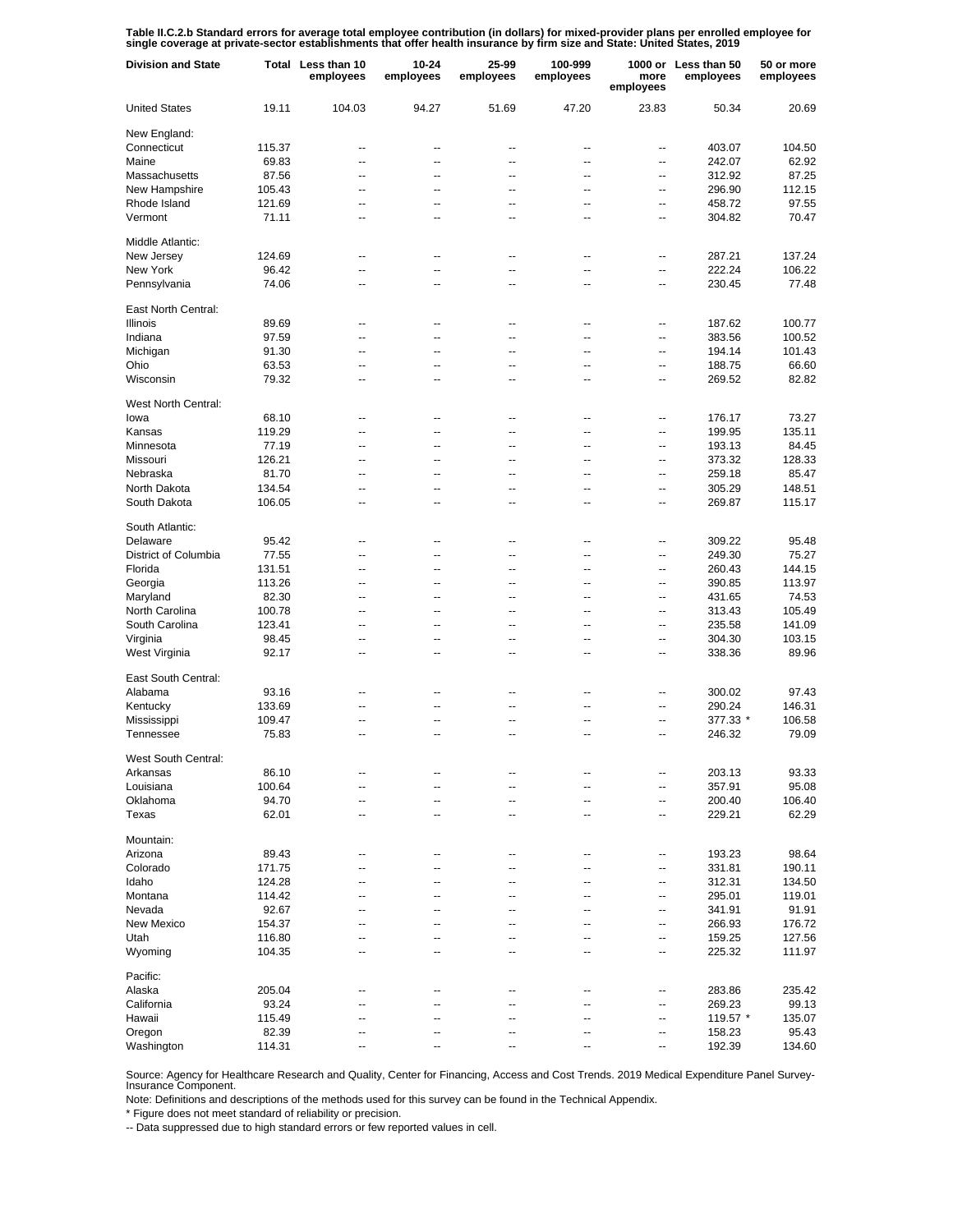**Table II.C.2.b Standard errors for average total employee contribution (in dollars) for mixed-provider plans per enrolled employee for single coverage at private-sector establishments that offer health insurance by firm size and State: United States, 2019**

| Division and State | Total | Less than 10 employees | 10-24 employees | 25-99 employees | 100-999 employees | 1000 or more employees | Less than 50 employees | 50 or more employees |
|---|---|---|---|---|---|---|---|---|
| United States | 19.11 | 104.03 | 94.27 | 51.69 | 47.20 | 23.83 | 50.34 | 20.69 |
| New England: | | | | | | | | |
| Connecticut | 115.37 | -- | -- | -- | -- | -- | 403.07 | 104.50 |
| Maine | 69.83 | -- | -- | -- | -- | -- | 242.07 | 62.92 |
| Massachusetts | 87.56 | -- | -- | -- | -- | -- | 312.92 | 87.25 |
| New Hampshire | 105.43 | -- | -- | -- | -- | -- | 296.90 | 112.15 |
| Rhode Island | 121.69 | -- | -- | -- | -- | -- | 458.72 | 97.55 |
| Vermont | 71.11 | -- | -- | -- | -- | -- | 304.82 | 70.47 |
| Middle Atlantic: | | | | | | | | |
| New Jersey | 124.69 | -- | -- | -- | -- | -- | 287.21 | 137.24 |
| New York | 96.42 | -- | -- | -- | -- | -- | 222.24 | 106.22 |
| Pennsylvania | 74.06 | -- | -- | -- | -- | -- | 230.45 | 77.48 |
| East North Central: | | | | | | | | |
| Illinois | 89.69 | -- | -- | -- | -- | -- | 187.62 | 100.77 |
| Indiana | 97.59 | -- | -- | -- | -- | -- | 383.56 | 100.52 |
| Michigan | 91.30 | -- | -- | -- | -- | -- | 194.14 | 101.43 |
| Ohio | 63.53 | -- | -- | -- | -- | -- | 188.75 | 66.60 |
| Wisconsin | 79.32 | -- | -- | -- | -- | -- | 269.52 | 82.82 |
| West North Central: | | | | | | | | |
| Iowa | 68.10 | -- | -- | -- | -- | -- | 176.17 | 73.27 |
| Kansas | 119.29 | -- | -- | -- | -- | -- | 199.95 | 135.11 |
| Minnesota | 77.19 | -- | -- | -- | -- | -- | 193.13 | 84.45 |
| Missouri | 126.21 | -- | -- | -- | -- | -- | 373.32 | 128.33 |
| Nebraska | 81.70 | -- | -- | -- | -- | -- | 259.18 | 85.47 |
| North Dakota | 134.54 | -- | -- | -- | -- | -- | 305.29 | 148.51 |
| South Dakota | 106.05 | -- | -- | -- | -- | -- | 269.87 | 115.17 |
| South Atlantic: | | | | | | | | |
| Delaware | 95.42 | -- | -- | -- | -- | -- | 309.22 | 95.48 |
| District of Columbia | 77.55 | -- | -- | -- | -- | -- | 249.30 | 75.27 |
| Florida | 131.51 | -- | -- | -- | -- | -- | 260.43 | 144.15 |
| Georgia | 113.26 | -- | -- | -- | -- | -- | 390.85 | 113.97 |
| Maryland | 82.30 | -- | -- | -- | -- | -- | 431.65 | 74.53 |
| North Carolina | 100.78 | -- | -- | -- | -- | -- | 313.43 | 105.49 |
| South Carolina | 123.41 | -- | -- | -- | -- | -- | 235.58 | 141.09 |
| Virginia | 98.45 | -- | -- | -- | -- | -- | 304.30 | 103.15 |
| West Virginia | 92.17 | -- | -- | -- | -- | -- | 338.36 | 89.96 |
| East South Central: | | | | | | | | |
| Alabama | 93.16 | -- | -- | -- | -- | -- | 300.02 | 97.43 |
| Kentucky | 133.69 | -- | -- | -- | -- | -- | 290.24 | 146.31 |
| Mississippi | 109.47 | -- | -- | -- | -- | -- | 377.33 * | 106.58 |
| Tennessee | 75.83 | -- | -- | -- | -- | -- | 246.32 | 79.09 |
| West South Central: | | | | | | | | |
| Arkansas | 86.10 | -- | -- | -- | -- | -- | 203.13 | 93.33 |
| Louisiana | 100.64 | -- | -- | -- | -- | -- | 357.91 | 95.08 |
| Oklahoma | 94.70 | -- | -- | -- | -- | -- | 200.40 | 106.40 |
| Texas | 62.01 | -- | -- | -- | -- | -- | 229.21 | 62.29 |
| Mountain: | | | | | | | | |
| Arizona | 89.43 | -- | -- | -- | -- | -- | 193.23 | 98.64 |
| Colorado | 171.75 | -- | -- | -- | -- | -- | 331.81 | 190.11 |
| Idaho | 124.28 | -- | -- | -- | -- | -- | 312.31 | 134.50 |
| Montana | 114.42 | -- | -- | -- | -- | -- | 295.01 | 119.01 |
| Nevada | 92.67 | -- | -- | -- | -- | -- | 341.91 | 91.91 |
| New Mexico | 154.37 | -- | -- | -- | -- | -- | 266.93 | 176.72 |
| Utah | 116.80 | -- | -- | -- | -- | -- | 159.25 | 127.56 |
| Wyoming | 104.35 | -- | -- | -- | -- | -- | 225.32 | 111.97 |
| Pacific: | | | | | | | | |
| Alaska | 205.04 | -- | -- | -- | -- | -- | 283.86 | 235.42 |
| California | 93.24 | -- | -- | -- | -- | -- | 269.23 | 99.13 |
| Hawaii | 115.49 | -- | -- | -- | -- | -- | 119.57 * | 135.07 |
| Oregon | 82.39 | -- | -- | -- | -- | -- | 158.23 | 95.43 |
| Washington | 114.31 | -- | -- | -- | -- | -- | 192.39 | 134.60 |

Source: Agency for Healthcare Research and Quality, Center for Financing, Access and Cost Trends. 2019 Medical Expenditure Panel Survey-Insurance Component.

Note: Definitions and descriptions of the methods used for this survey can be found in the Technical Appendix.

* Figure does not meet standard of reliability or precision.

-- Data suppressed due to high standard errors or few reported values in cell.